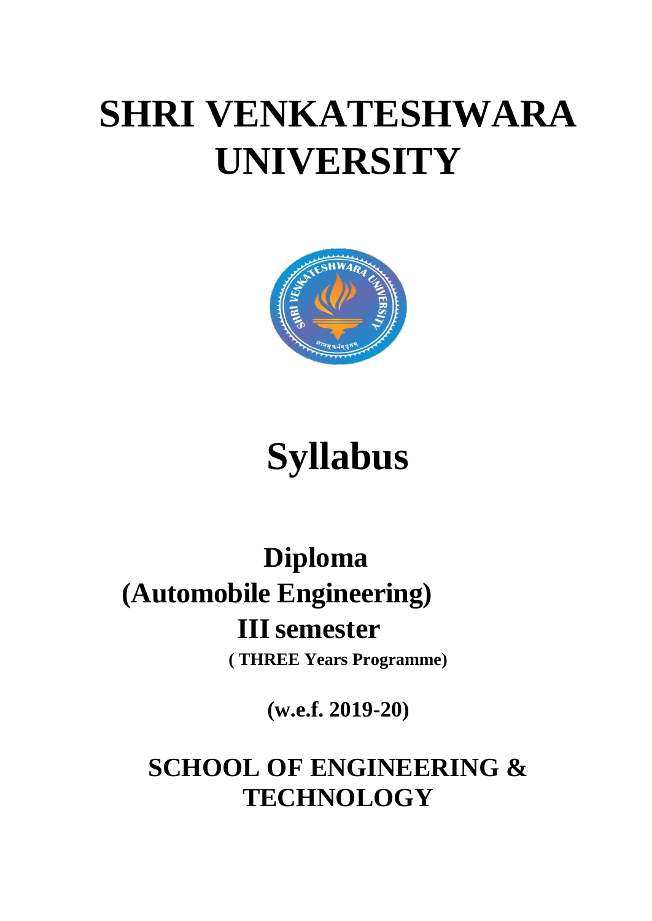# SHRI VENKATESHWARA UNIVERSITY

# Syllabus

## Diploma
## (Automobile Engineering)
## III semester

**( THREE Years Programme)**

**(w.e.f. 2019-20)**

## SCHOOL OF ENGINEERING & TECHNOLOGY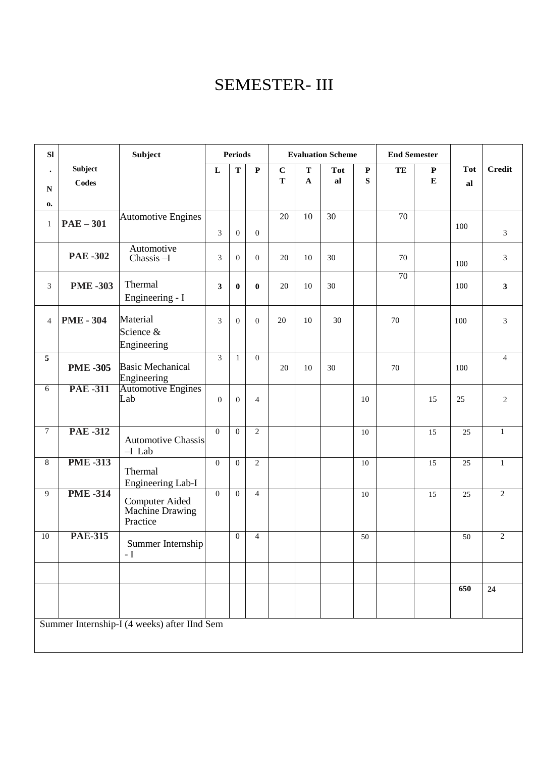# SEMESTER- III

| Sl. No. | Subject Codes | Subject | Periods | | | Evaluation Scheme | | | | End Semester | | Total | Credit |
|---|---|---|---|---|---|---|---|---|---|---|---|---|---|
| | | | L | T | P | CT | TA | Total | PS | TE | PE | | |
| 1 | **PAE – 301** | Automotive Engines | 3 | 0 | 0 | 20 | 10 | 30 | | 70 | | 100 | 3 |
| | **PAE -302** | Automotive Chassis –I | 3 | 0 | 0 | 20 | 10 | 30 | | 70 | | 100 | 3 |
| 3 | **PME -303** | Thermal Engineering - I | **3** | **0** | **0** | 20 | 10 | 30 | | 70 | | 100 | **3** |
| 4 | **PME - 304** | Material Science & Engineering | 3 | 0 | 0 | 20 | 10 | 30 | | 70 | | 100 | 3 |
| **5** | **PME -305** | Basic Mechanical Engineering | 3 | 1 | 0 | 20 | 10 | 30 | | 70 | | 100 | 4 |
| 6 | **PAE -311** | Automotive Engines Lab | 0 | 0 | 4 | | | | 10 | | 15 | 25 | 2 |
| 7 | **PAE -312** | Automotive Chassis –I Lab | 0 | 0 | 2 | | | | 10 | | 15 | 25 | 1 |
| 8 | **PME -313** | Thermal Engineering Lab-I | 0 | 0 | 2 | | | | 10 | | 15 | 25 | 1 |
| 9 | **PME -314** | Computer Aided Machine Drawing Practice | 0 | 0 | 4 | | | | 10 | | 15 | 25 | 2 |
| 10 | **PAE-315** | Summer Internship - I | | 0 | 4 | | | | 50 | | | 50 | 2 |
| | | | | | | | | | | | | | |
| | | | | | | | | | | | | **650** | **24** |

Summer Internship-I (4 weeks) after IInd Sem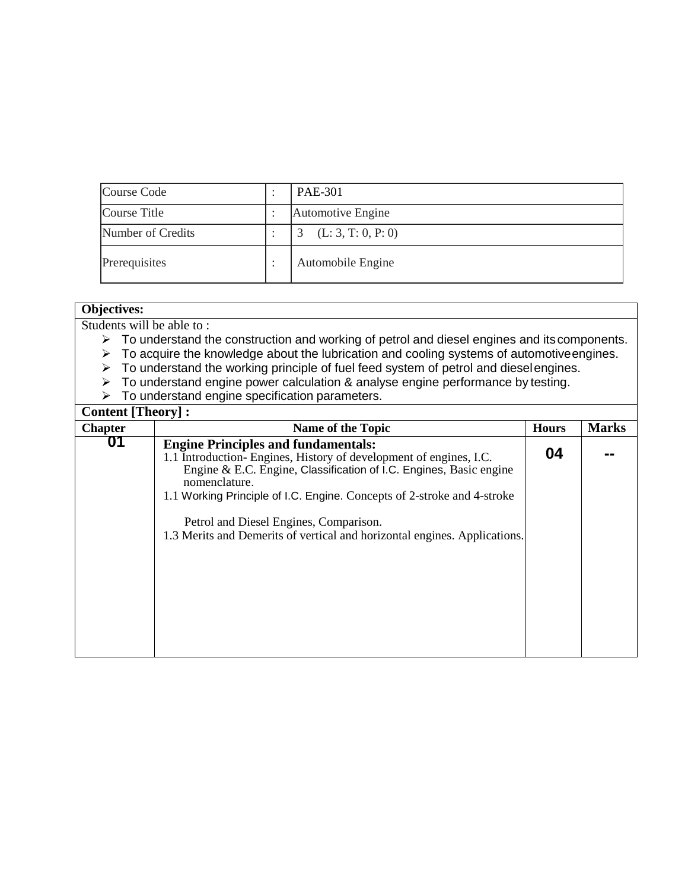| Course Code | : | PAE-301 |
|---|---|---|
| Course Title | : | Automotive Engine |
| Number of Credits | : | 3 (L: 3, T: 0, P: 0) |
| Prerequisites | : | Automobile Engine |

**Objectives:**

Students will be able to :

- To understand the construction and working of petrol and diesel engines and its components.
- To acquire the knowledge about the lubrication and cooling systems of automotive engines.
- To understand the working principle of fuel feed system of petrol and diesel engines.
- To understand engine power calculation & analyse engine performance by testing.
- To understand engine specification parameters.

**Content [Theory] :**

| Chapter | Name of the Topic | Hours | Marks |
|---|---|---|---|
| 01 | **Engine Principles and fundamentals:**<br>1.1 Introduction- Engines, History of development of engines, I.C. Engine & E.C. Engine, Classification of I.C. Engines, Basic engine nomenclature.<br>1.1 Working Principle of I.C. Engine. Concepts of 2-stroke and 4-stroke Petrol and Diesel Engines, Comparison.<br>1.3 Merits and Demerits of vertical and horizontal engines. Applications. | 04 | -- |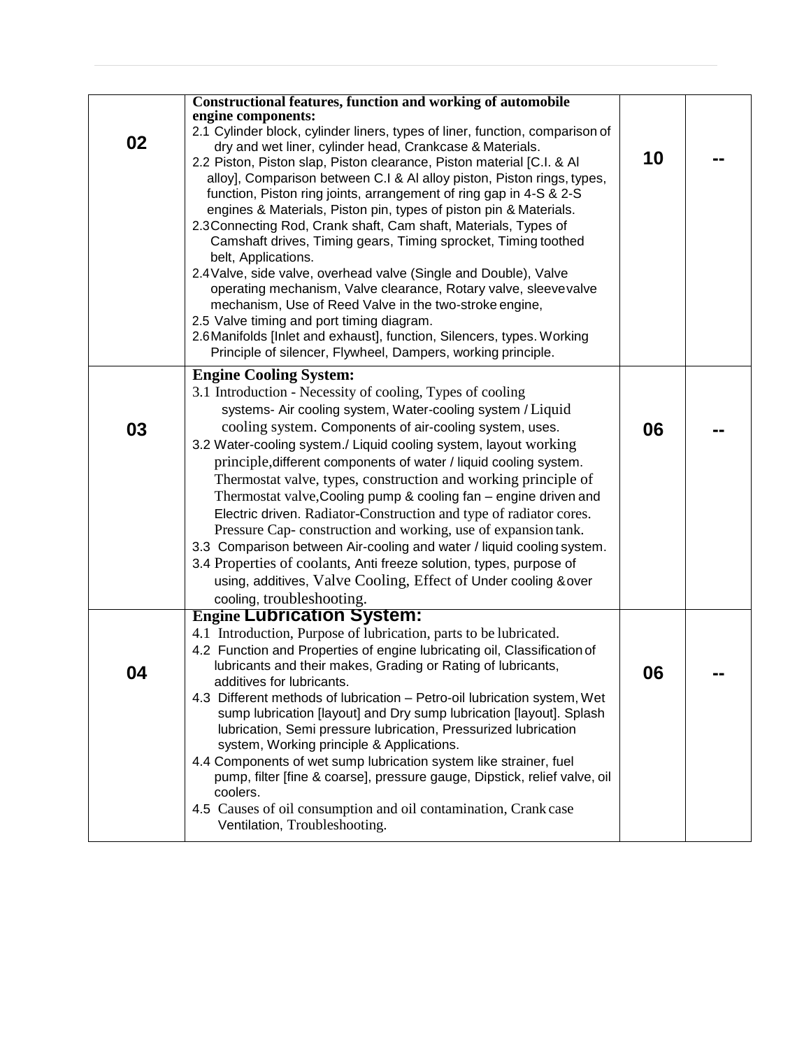| | | | |
|---|---|---|---|
| **02** | **Constructional features, function and working of automobile engine components:**<br>2.1 Cylinder block, cylinder liners, types of liner, function, comparison of dry and wet liner, cylinder head, Crankcase & Materials.<br>2.2 Piston, Piston slap, Piston clearance, Piston material [C.I. & Al alloy], Comparison between C.I & Al alloy piston, Piston rings, types, function, Piston ring joints, arrangement of ring gap in 4-S & 2-S engines & Materials, Piston pin, types of piston pin & Materials.<br>2.3 Connecting Rod, Crank shaft, Cam shaft, Materials, Types of Camshaft drives, Timing gears, Timing sprocket, Timing toothed belt, Applications.<br>2.4 Valve, side valve, overhead valve (Single and Double), Valve operating mechanism, Valve clearance, Rotary valve, sleeve valve mechanism, Use of Reed Valve in the two-stroke engine,<br>2.5 Valve timing and port timing diagram.<br>2.6 Manifolds [Inlet and exhaust], function, Silencers, types. Working Principle of silencer, Flywheel, Dampers, working principle. | **10** | **--** |
| **03** | **Engine Cooling System:**<br>3.1 Introduction - Necessity of cooling, Types of cooling systems- Air cooling system, Water-cooling system / Liquid cooling system. Components of air-cooling system, uses.<br>3.2 Water-cooling system./ Liquid cooling system, layout working principle, different components of water / liquid cooling system. Thermostat valve, types, construction and working principle of Thermostat valve, Cooling pump & cooling fan – engine driven and Electric driven. Radiator-Construction and type of radiator cores. Pressure Cap- construction and working, use of expansion tank.<br>3.3 Comparison between Air-cooling and water / liquid cooling system.<br>3.4 Properties of coolants, Anti freeze solution, types, purpose of using, additives, Valve Cooling, Effect of Under cooling & over cooling, troubleshooting. | **06** | **--** |
| **04** | **Engine Lubrication System:**<br>4.1 Introduction, Purpose of lubrication, parts to be lubricated.<br>4.2 Function and Properties of engine lubricating oil, Classification of lubricants and their makes, Grading or Rating of lubricants, additives for lubricants.<br>4.3 Different methods of lubrication – Petro-oil lubrication system, Wet sump lubrication [layout] and Dry sump lubrication [layout]. Splash lubrication, Semi pressure lubrication, Pressurized lubrication system, Working principle & Applications.<br>4.4 Components of wet sump lubrication system like strainer, fuel pump, filter [fine & coarse], pressure gauge, Dipstick, relief valve, oil coolers.<br>4.5 Causes of oil consumption and oil contamination, Crank case Ventilation, Troubleshooting. | **06** | **--** |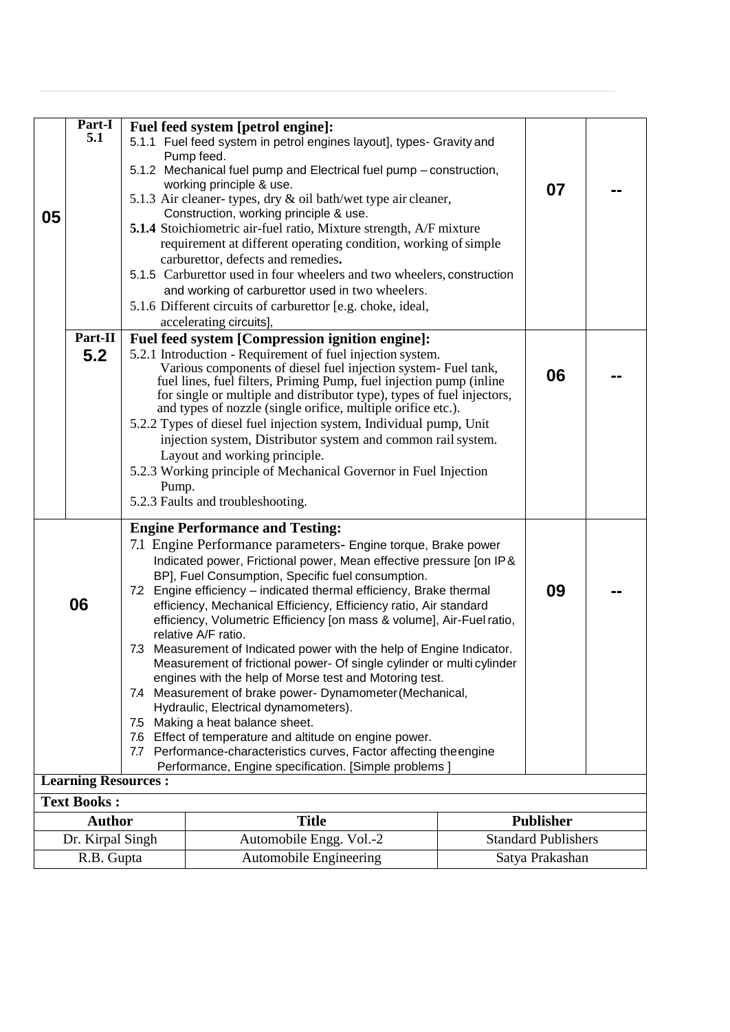| Unit | Part | Content | Hours | Marks |
|---|---|---|---|---|
| 05 | Part-I 5.1 | **Fuel feed system [petrol engine]:**<br>5.1.1 Fuel feed system in petrol engines layout], types- Gravity and Pump feed.<br>5.1.2 Mechanical fuel pump and Electrical fuel pump – construction, working principle & use.<br>5.1.3 Air cleaner- types, dry & oil bath/wet type air cleaner, Construction, working principle & use.<br>**5.1.4** Stoichiometric air-fuel ratio, Mixture strength, A/F mixture requirement at different operating condition, working of simple carburettor, defects and remedies**.**<br>5.1.5 Carburettor used in four wheelers and two wheelers, construction and working of carburettor used in two wheelers.<br>5.1.6 Different circuits of carburettor [e.g. choke, ideal, accelerating circuits], | 07 | -- |
| | Part-II 5.2 | **Fuel feed system [Compression ignition engine]:**<br>5.2.1 Introduction - Requirement of fuel injection system. Various components of diesel fuel injection system- Fuel tank, fuel lines, fuel filters, Priming Pump, fuel injection pump (inline for single or multiple and distributor type), types of fuel injectors, and types of nozzle (single orifice, multiple orifice etc.).<br>5.2.2 Types of diesel fuel injection system, Individual pump, Unit injection system, Distributor system and common rail system. Layout and working principle.<br>5.2.3 Working principle of Mechanical Governor in Fuel Injection Pump.<br>5.2.3 Faults and troubleshooting. | 06 | -- |
| 06 | | **Engine Performance and Testing:**<br>7.1 Engine Performance parameters- Engine torque, Brake power Indicated power, Frictional power, Mean effective pressure [on IP & BP], Fuel Consumption, Specific fuel consumption.<br>7.2 Engine efficiency – indicated thermal efficiency, Brake thermal efficiency, Mechanical Efficiency, Efficiency ratio, Air standard efficiency, Volumetric Efficiency [on mass & volume], Air-Fuel ratio, relative A/F ratio.<br>7.3 Measurement of Indicated power with the help of Engine Indicator. Measurement of frictional power- Of single cylinder or multi cylinder engines with the help of Morse test and Motoring test.<br>7.4 Measurement of brake power- Dynamometer (Mechanical, Hydraulic, Electrical dynamometers).<br>7.5 Making a heat balance sheet.<br>7.6 Effect of temperature and altitude on engine power.<br>7.7 Performance-characteristics curves, Factor affecting the engine Performance, Engine specification. [Simple problems ] | 09 | -- |

**Learning Resources :**

**Text Books :**

| Author | Title | Publisher |
|---|---|---|
| Dr. Kirpal Singh | Automobile Engg. Vol.-2 | Standard Publishers |
| R.B. Gupta | Automobile Engineering | Satya Prakashan |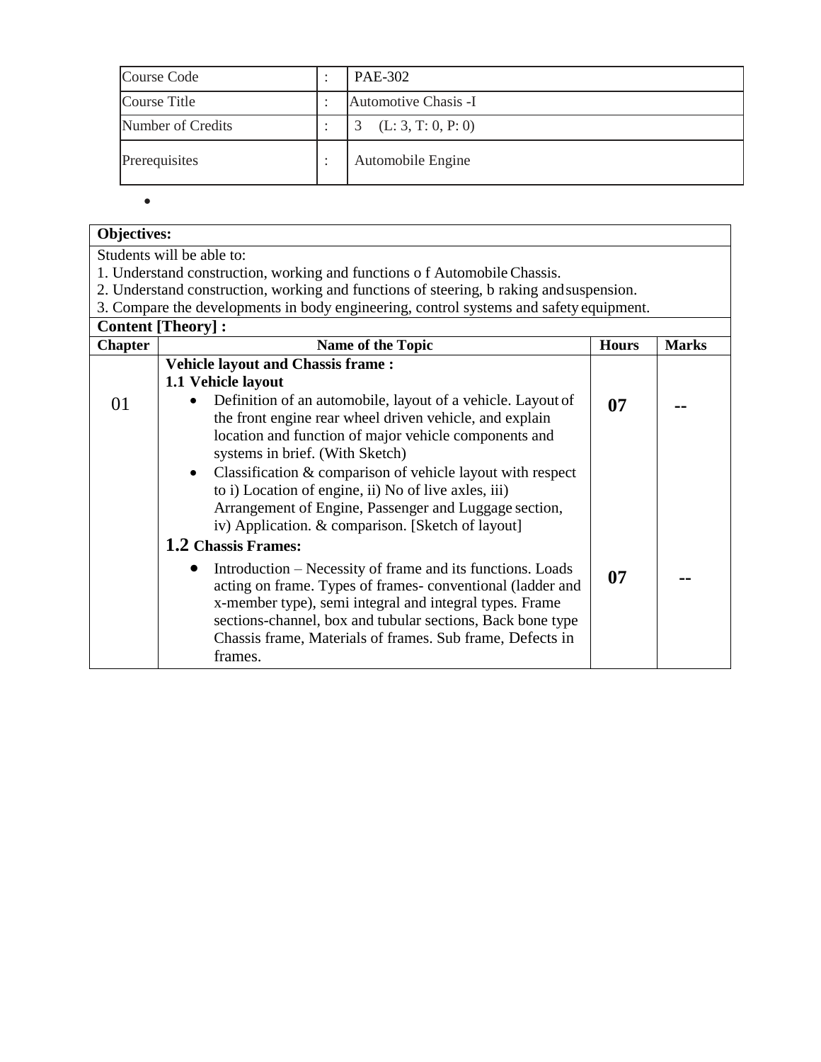| Course Code | : | PAE-302 |
|---|---|---|
| Course Title | : | Automotive Chasis -I |
| Number of Credits | : | 3 (L: 3, T: 0, P: 0) |
| Prerequisites | : | Automobile Engine |

**Objectives:**

Students will be able to:

1. Understand construction, working and functions o f Automobile Chassis.
2. Understand construction, working and functions of steering, b raking and suspension.
3. Compare the developments in body engineering, control systems and safety equipment.

**Content [Theory] :**

| Chapter | Name of the Topic | Hours | Marks |
|---|---|---|---|
| 01 | **Vehicle layout and Chassis frame :**<br>**1.1 Vehicle layout**<br>• Definition of an automobile, layout of a vehicle. Layout of the front engine rear wheel driven vehicle, and explain location and function of major vehicle components and systems in brief. (With Sketch)<br>• Classification & comparison of vehicle layout with respect to i) Location of engine, ii) No of live axles, iii) Arrangement of Engine, Passenger and Luggage section, iv) Application. & comparison. [Sketch of layout] | **07** | **--** |
| | **1.2 Chassis Frames:**<br>• Introduction – Necessity of frame and its functions. Loads acting on frame. Types of frames- conventional (ladder and x-member type), semi integral and integral types. Frame sections-channel, box and tubular sections, Back bone type Chassis frame, Materials of frames. Sub frame, Defects in frames. | **07** | **--** |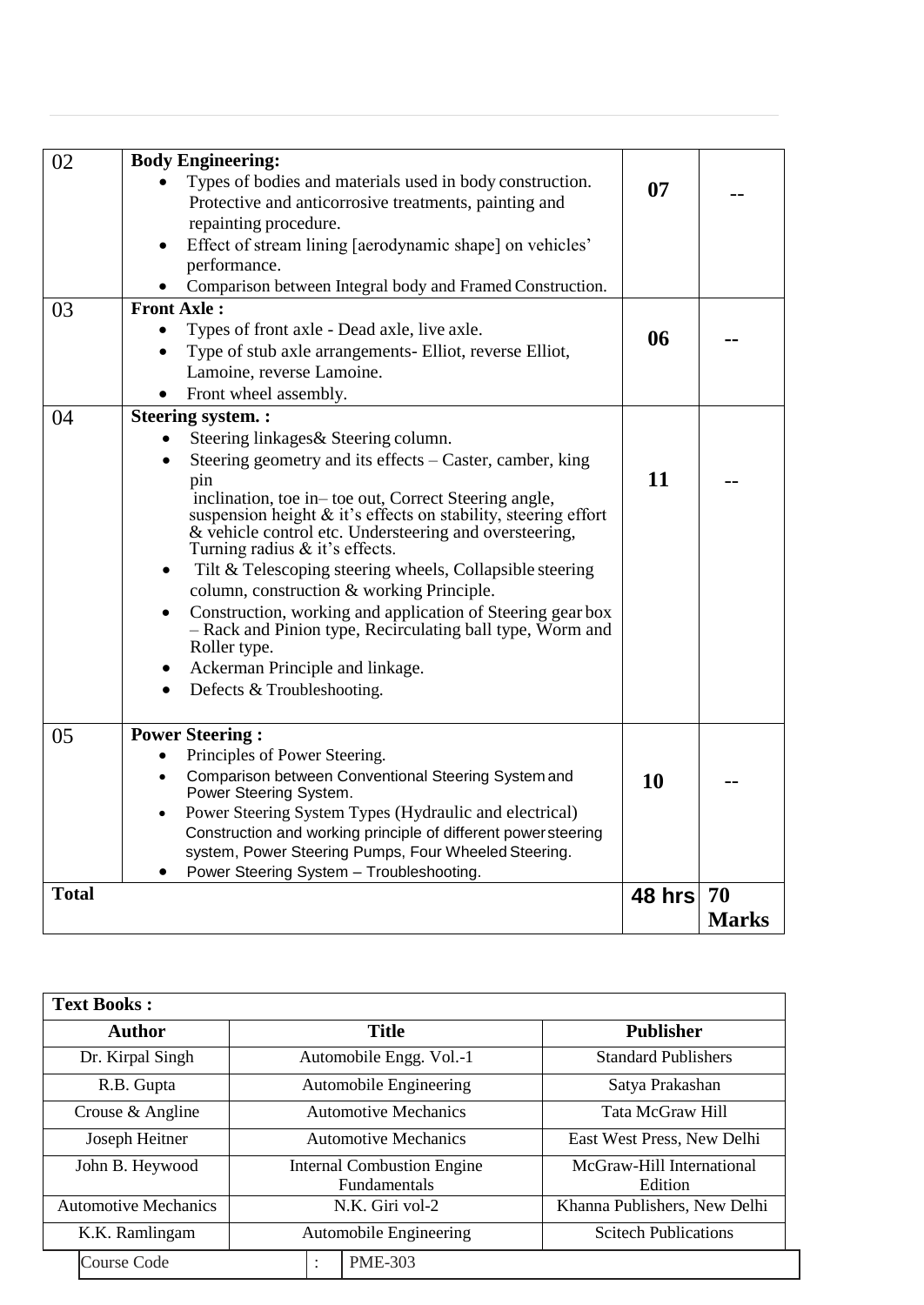| | | | |
|---|---|---|---|
| 02 | **Body Engineering:**<br>• Types of bodies and materials used in body construction. Protective and anticorrosive treatments, painting and repainting procedure.<br>• Effect of stream lining [aerodynamic shape] on vehicles' performance.<br>• Comparison between Integral body and Framed Construction. | **07** | -- |
| 03 | **Front Axle :**<br>• Types of front axle - Dead axle, live axle.<br>• Type of stub axle arrangements- Elliot, reverse Elliot, Lamoine, reverse Lamoine.<br>• Front wheel assembly. | **06** | -- |
| 04 | **Steering system. :**<br>• Steering linkages& Steering column.<br>• Steering geometry and its effects – Caster, camber, king pin inclination, toe in– toe out, Correct Steering angle, suspension height & it's effects on stability, steering effort & vehicle control etc. Understeering and oversteering, Turning radius & it's effects.<br>• Tilt & Telescoping steering wheels, Collapsible steering column, construction & working Principle.<br>• Construction, working and application of Steering gear box – Rack and Pinion type, Recirculating ball type, Worm and Roller type.<br>• Ackerman Principle and linkage.<br>• Defects & Troubleshooting. | **11** | -- |
| 05 | **Power Steering :**<br>• Principles of Power Steering.<br>• Comparison between Conventional Steering System and Power Steering System.<br>• Power Steering System Types (Hydraulic and electrical) Construction and working principle of different power steering system, Power Steering Pumps, Four Wheeled Steering.<br>• Power Steering System – Troubleshooting. | **10** | -- |
| **Total** | | **48 hrs** | **70 Marks** |

| **Text Books :** | | |
|---|---|---|
| **Author** | **Title** | **Publisher** |
| Dr. Kirpal Singh | Automobile Engg. Vol.-1 | Standard Publishers |
| R.B. Gupta | Automobile Engineering | Satya Prakashan |
| Crouse & Angline | Automotive Mechanics | Tata McGraw Hill |
| Joseph Heitner | Automotive Mechanics | East West Press, New Delhi |
| John B. Heywood | Internal Combustion Engine Fundamentals | McGraw-Hill International Edition |
| Automotive Mechanics | N.K. Giri vol-2 | Khanna Publishers, New Delhi |
| K.K. Ramlingam | Automobile Engineering | Scitech Publications |

| Course Code | : | PME-303 |
|---|---|---|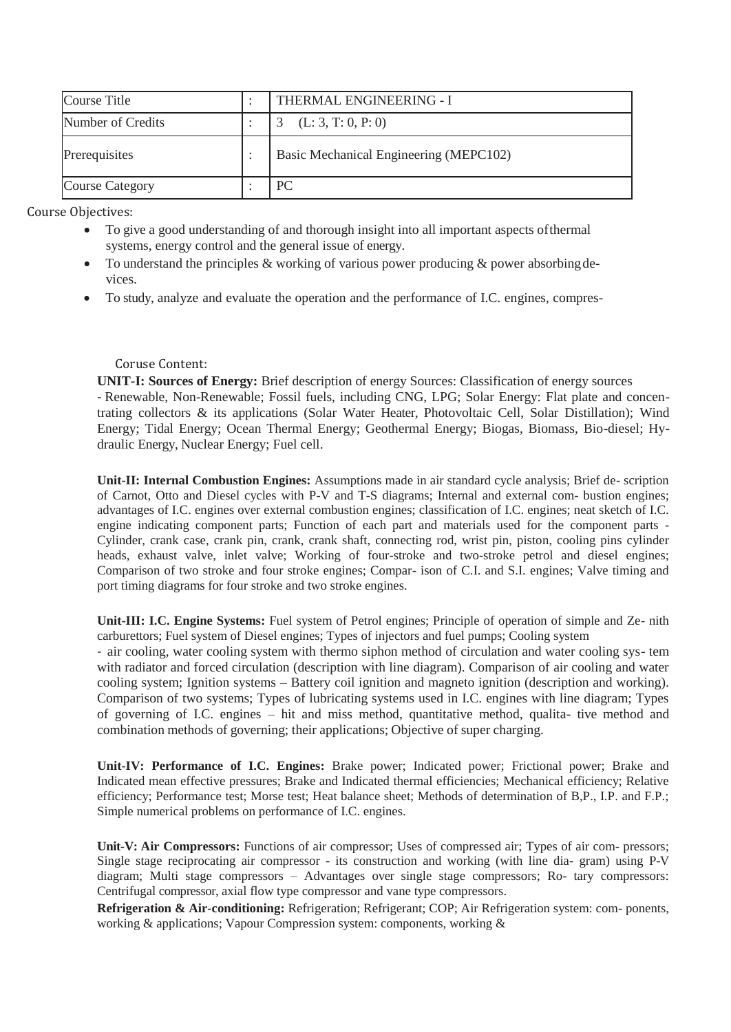| Course Title | : | THERMAL ENGINEERING - I |
|---|---|---|
| Number of Credits | : | 3 (L: 3, T: 0, P: 0) |
| Prerequisites | : | Basic Mechanical Engineering (MEPC102) |
| Course Category | : | PC |

Course Objectives:

- To give a good understanding of and thorough insight into all important aspects ofthermal systems, energy control and the general issue of energy.
- To understand the principles & working of various power producing & power absorbingdevices.
- To study, analyze and evaluate the operation and the performance of I.C. engines, compres-

Coruse Content:

**UNIT-I: Sources of Energy:** Brief description of energy Sources: Classification of energy sources - Renewable, Non-Renewable; Fossil fuels, including CNG, LPG; Solar Energy: Flat plate and concentrating collectors & its applications (Solar Water Heater, Photovoltaic Cell, Solar Distillation); Wind Energy; Tidal Energy; Ocean Thermal Energy; Geothermal Energy; Biogas, Biomass, Bio-diesel; Hydraulic Energy, Nuclear Energy; Fuel cell.

**Unit-II: Internal Combustion Engines:** Assumptions made in air standard cycle analysis; Brief description of Carnot, Otto and Diesel cycles with P-V and T-S diagrams; Internal and external combustion engines; advantages of I.C. engines over external combustion engines; classification of I.C. engines; neat sketch of I.C. engine indicating component parts; Function of each part and materials used for the component parts - Cylinder, crank case, crank pin, crank, crank shaft, connecting rod, wrist pin, piston, cooling pins cylinder heads, exhaust valve, inlet valve; Working of four-stroke and two-stroke petrol and diesel engines; Comparison of two stroke and four stroke engines; Comparison of C.I. and S.I. engines; Valve timing and port timing diagrams for four stroke and two stroke engines.

**Unit-III: I.C. Engine Systems:** Fuel system of Petrol engines; Principle of operation of simple and Zenith carburettors; Fuel system of Diesel engines; Types of injectors and fuel pumps; Cooling system - air cooling, water cooling system with thermo siphon method of circulation and water cooling system with radiator and forced circulation (description with line diagram). Comparison of air cooling and water cooling system; Ignition systems – Battery coil ignition and magneto ignition (description and working). Comparison of two systems; Types of lubricating systems used in I.C. engines with line diagram; Types of governing of I.C. engines – hit and miss method, quantitative method, qualitative method and combination methods of governing; their applications; Objective of super charging.

**Unit-IV: Performance of I.C. Engines:** Brake power; Indicated power; Frictional power; Brake and Indicated mean effective pressures; Brake and Indicated thermal efficiencies; Mechanical efficiency; Relative efficiency; Performance test; Morse test; Heat balance sheet; Methods of determination of B,P., I.P. and F.P.; Simple numerical problems on performance of I.C. engines.

**Unit-V: Air Compressors:** Functions of air compressor; Uses of compressed air; Types of air compressors; Single stage reciprocating air compressor - its construction and working (with line diagram) using P-V diagram; Multi stage compressors – Advantages over single stage compressors; Rotary compressors: Centrifugal compressor, axial flow type compressor and vane type compressors.

**Refrigeration & Air-conditioning:** Refrigeration; Refrigerant; COP; Air Refrigeration system: components, working & applications; Vapour Compression system: components, working &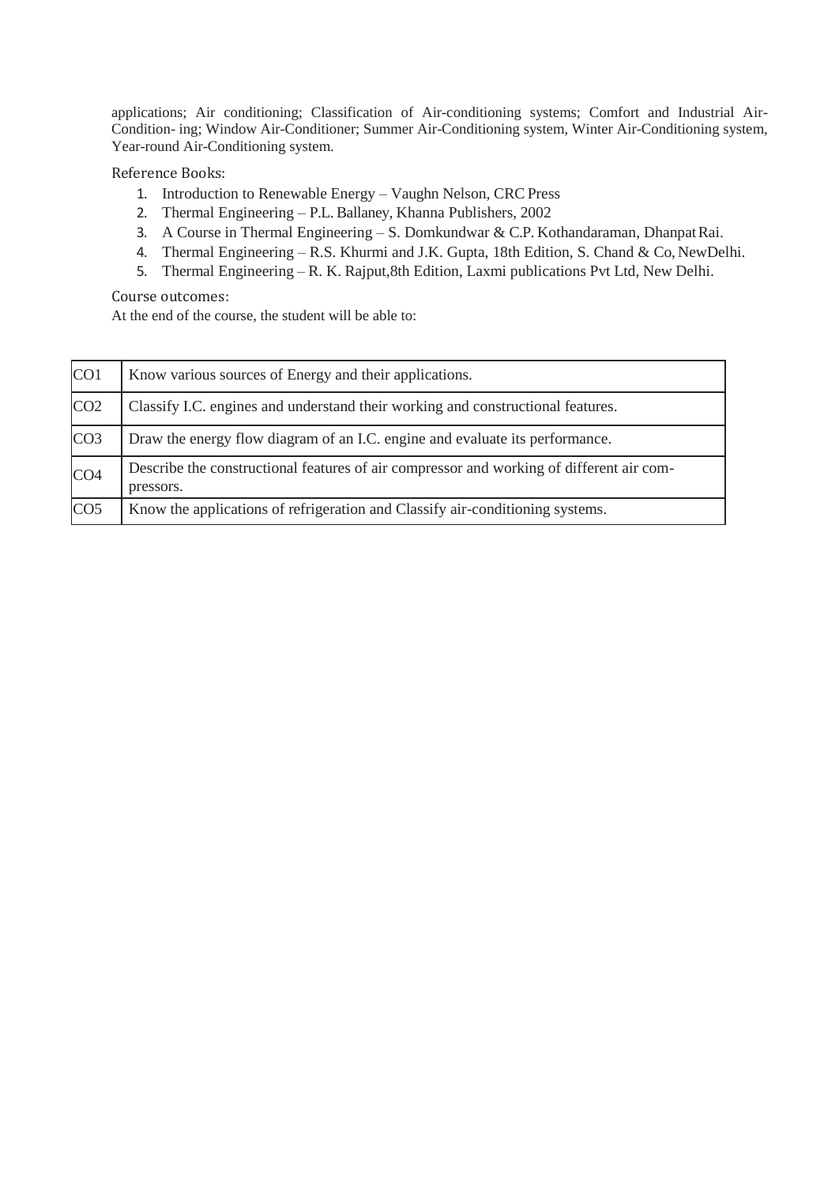applications; Air conditioning; Classification of Air-conditioning systems; Comfort and Industrial Air-Condition- ing; Window Air-Conditioner; Summer Air-Conditioning system, Winter Air-Conditioning system, Year-round Air-Conditioning system.

Reference Books:

1. Introduction to Renewable Energy – Vaughn Nelson, CRC Press
2. Thermal Engineering – P.L. Ballaney, Khanna Publishers, 2002
3. A Course in Thermal Engineering – S. Domkundwar & C.P. Kothandaraman, Dhanpat Rai.
4. Thermal Engineering – R.S. Khurmi and J.K. Gupta, 18th Edition, S. Chand & Co, NewDelhi.
5. Thermal Engineering – R. K. Rajput,8th Edition, Laxmi publications Pvt Ltd, New Delhi.

Course outcomes:

At the end of the course, the student will be able to:

| | |
|---|---|
| CO1 | Know various sources of Energy and their applications. |
| CO2 | Classify I.C. engines and understand their working and constructional features. |
| CO3 | Draw the energy flow diagram of an I.C. engine and evaluate its performance. |
| CO4 | Describe the constructional features of air compressor and working of different air com-pressors. |
| CO5 | Know the applications of refrigeration and Classify air-conditioning systems. |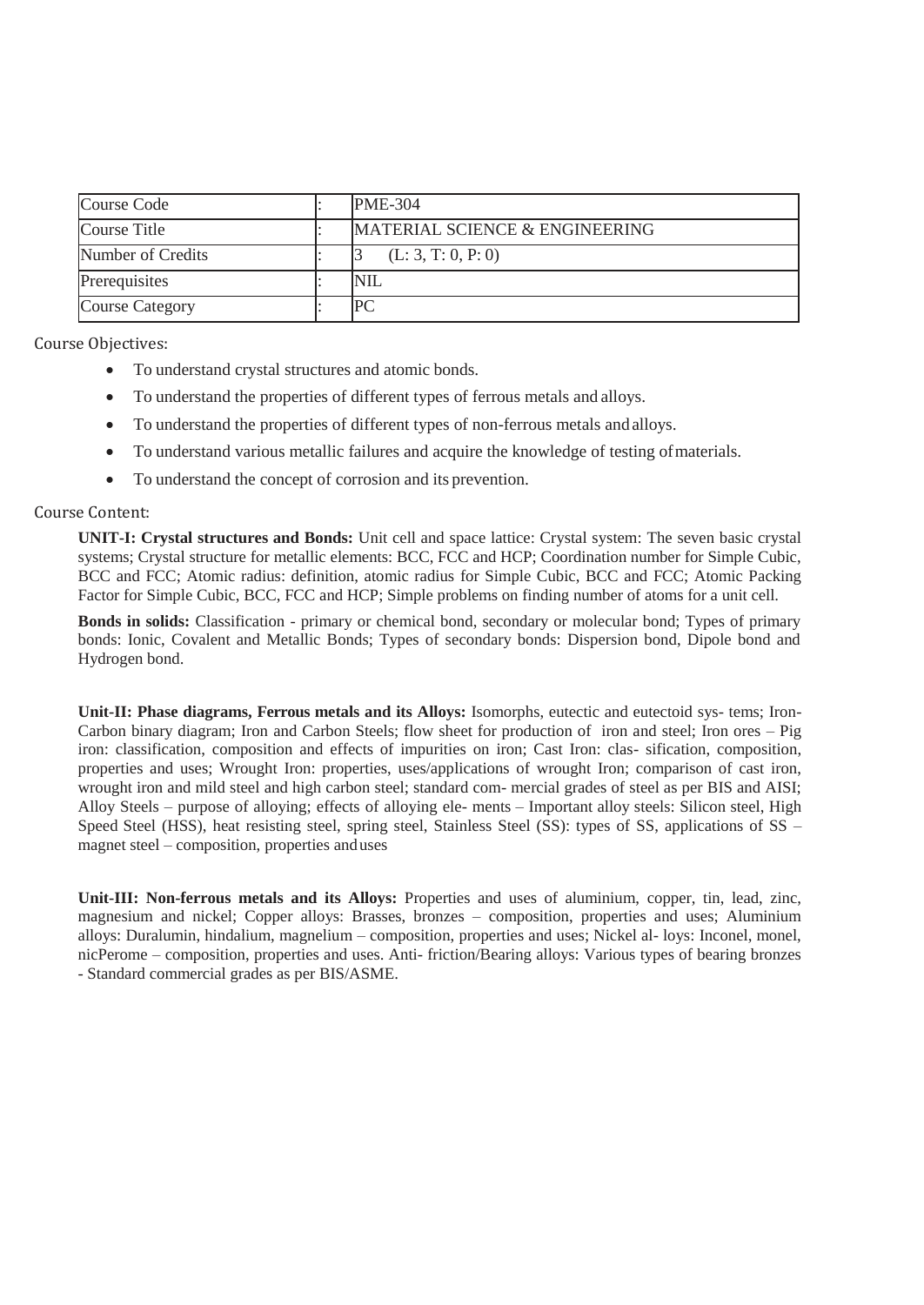| Course Code | : | PME-304 |
|---|---|---|
| Course Title | : | MATERIAL SCIENCE & ENGINEERING |
| Number of Credits | : | 3 (L: 3, T: 0, P: 0) |
| Prerequisites | : | NIL |
| Course Category | : | PC |

Course Objectives:

- To understand crystal structures and atomic bonds.
- To understand the properties of different types of ferrous metals and alloys.
- To understand the properties of different types of non-ferrous metals and alloys.
- To understand various metallic failures and acquire the knowledge of testing of materials.
- To understand the concept of corrosion and its prevention.

Course Content:

**UNIT-I: Crystal structures and Bonds:** Unit cell and space lattice: Crystal system: The seven basic crystal systems; Crystal structure for metallic elements: BCC, FCC and HCP; Coordination number for Simple Cubic, BCC and FCC; Atomic radius: definition, atomic radius for Simple Cubic, BCC and FCC; Atomic Packing Factor for Simple Cubic, BCC, FCC and HCP; Simple problems on finding number of atoms for a unit cell.

**Bonds in solids:** Classification - primary or chemical bond, secondary or molecular bond; Types of primary bonds: Ionic, Covalent and Metallic Bonds; Types of secondary bonds: Dispersion bond, Dipole bond and Hydrogen bond.

**Unit-II: Phase diagrams, Ferrous metals and its Alloys:** Isomorphs, eutectic and eutectoid sys- tems; Iron-Carbon binary diagram; Iron and Carbon Steels; flow sheet for production of iron and steel; Iron ores – Pig iron: classification, composition and effects of impurities on iron; Cast Iron: clas- sification, composition, properties and uses; Wrought Iron: properties, uses/applications of wrought Iron; comparison of cast iron, wrought iron and mild steel and high carbon steel; standard com- mercial grades of steel as per BIS and AISI; Alloy Steels – purpose of alloying; effects of alloying ele- ments – Important alloy steels: Silicon steel, High Speed Steel (HSS), heat resisting steel, spring steel, Stainless Steel (SS): types of SS, applications of SS – magnet steel – composition, properties and uses

**Unit-III: Non-ferrous metals and its Alloys:** Properties and uses of aluminium, copper, tin, lead, zinc, magnesium and nickel; Copper alloys: Brasses, bronzes – composition, properties and uses; Aluminium alloys: Duralumin, hindalium, magnelium – composition, properties and uses; Nickel al- loys: Inconel, monel, nicPerome – composition, properties and uses. Anti- friction/Bearing alloys: Various types of bearing bronzes - Standard commercial grades as per BIS/ASME.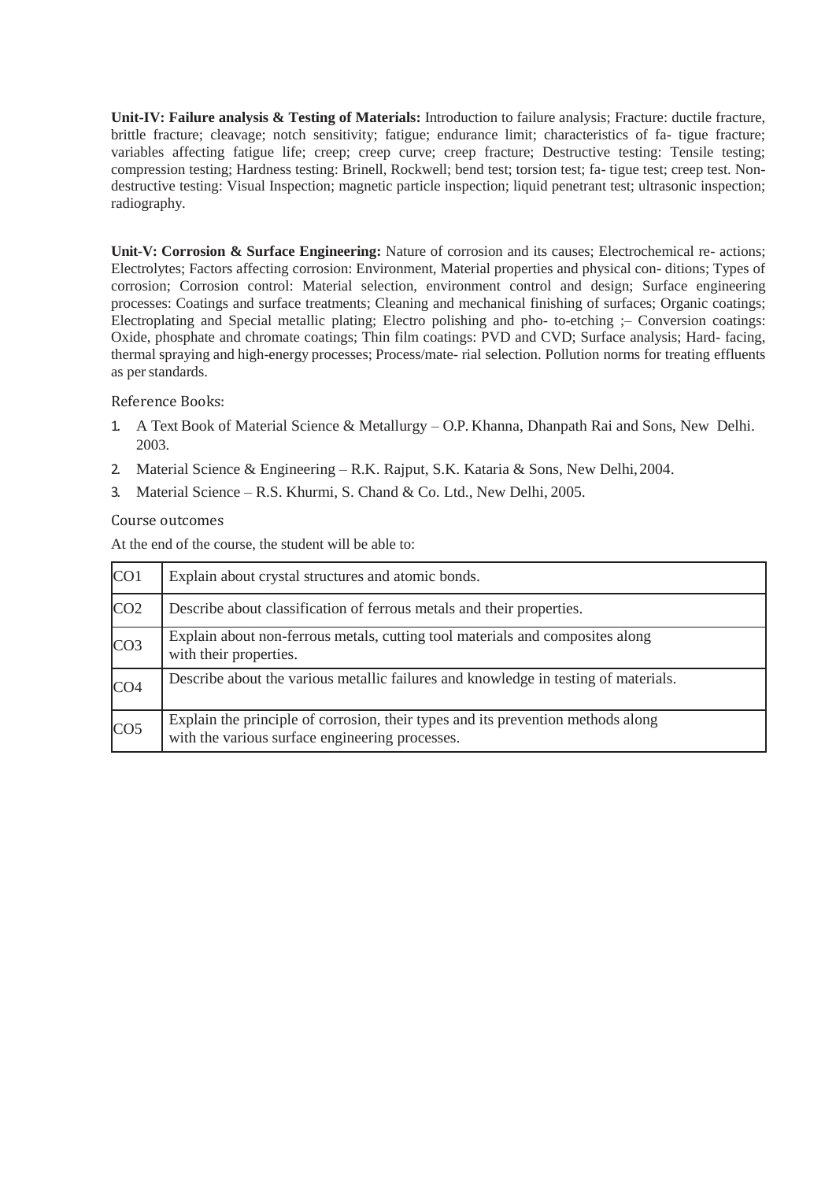**Unit-IV: Failure analysis & Testing of Materials:** Introduction to failure analysis; Fracture: ductile fracture, brittle fracture; cleavage; notch sensitivity; fatigue; endurance limit; characteristics of fa- tigue fracture; variables affecting fatigue life; creep; creep curve; creep fracture; Destructive testing: Tensile testing; compression testing; Hardness testing: Brinell, Rockwell; bend test; torsion test; fa- tigue test; creep test. Non-destructive testing: Visual Inspection; magnetic particle inspection; liquid penetrant test; ultrasonic inspection; radiography.

**Unit-V: Corrosion & Surface Engineering:** Nature of corrosion and its causes; Electrochemical re- actions; Electrolytes; Factors affecting corrosion: Environment, Material properties and physical con- ditions; Types of corrosion; Corrosion control: Material selection, environment control and design; Surface engineering processes: Coatings and surface treatments; Cleaning and mechanical finishing of surfaces; Organic coatings; Electroplating and Special metallic plating; Electro polishing and pho- to-etching ;– Conversion coatings: Oxide, phosphate and chromate coatings; Thin film coatings: PVD and CVD; Surface analysis; Hard- facing, thermal spraying and high-energy processes; Process/mate- rial selection. Pollution norms for treating effluents as per standards.

Reference Books:

1. A Text Book of Material Science & Metallurgy – O.P. Khanna, Dhanpath Rai and Sons, New Delhi. 2003.
2. Material Science & Engineering – R.K. Rajput, S.K. Kataria & Sons, New Delhi, 2004.
3. Material Science – R.S. Khurmi, S. Chand & Co. Ltd., New Delhi, 2005.

Course outcomes

At the end of the course, the student will be able to:

| | |
|---|---|
| CO1 | Explain about crystal structures and atomic bonds. |
| CO2 | Describe about classification of ferrous metals and their properties. |
| CO3 | Explain about non-ferrous metals, cutting tool materials and composites along with their properties. |
| CO4 | Describe about the various metallic failures and knowledge in testing of materials. |
| CO5 | Explain the principle of corrosion, their types and its prevention methods along with the various surface engineering processes. |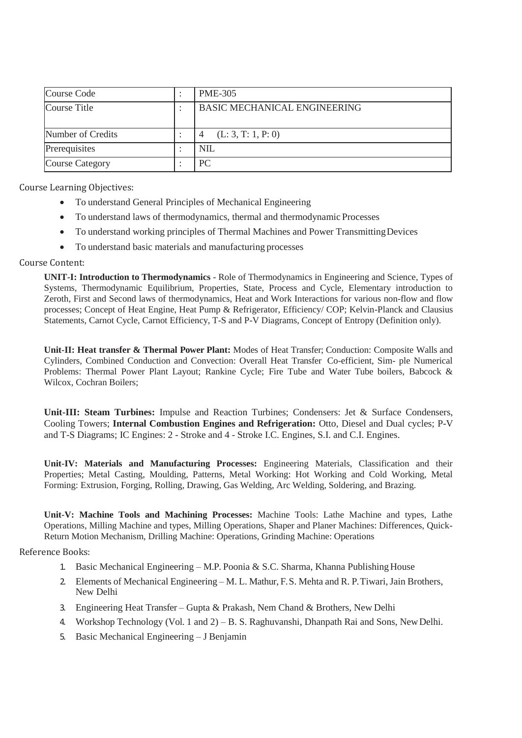| Course Code | : | PME-305 |
|---|---|---|
| Course Title | : | BASIC MECHANICAL ENGINEERING |
| Number of Credits | : | 4 (L: 3, T: 1, P: 0) |
| Prerequisites | : | NIL |
| Course Category | : | PC |

Course Learning Objectives:

- To understand General Principles of Mechanical Engineering
- To understand laws of thermodynamics, thermal and thermodynamic Processes
- To understand working principles of Thermal Machines and Power Transmitting Devices
- To understand basic materials and manufacturing processes

Course Content:

**UNIT-I: Introduction to Thermodynamics** - Role of Thermodynamics in Engineering and Science, Types of Systems, Thermodynamic Equilibrium, Properties, State, Process and Cycle, Elementary introduction to Zeroth, First and Second laws of thermodynamics, Heat and Work Interactions for various non-flow and flow processes; Concept of Heat Engine, Heat Pump & Refrigerator, Efficiency/ COP; Kelvin-Planck and Clausius Statements, Carnot Cycle, Carnot Efficiency, T-S and P-V Diagrams, Concept of Entropy (Definition only).

**Unit-II: Heat transfer & Thermal Power Plant:** Modes of Heat Transfer; Conduction: Composite Walls and Cylinders, Combined Conduction and Convection: Overall Heat Transfer Co-efficient, Sim- ple Numerical Problems: Thermal Power Plant Layout; Rankine Cycle; Fire Tube and Water Tube boilers, Babcock & Wilcox, Cochran Boilers;

**Unit-III: Steam Turbines:** Impulse and Reaction Turbines; Condensers: Jet & Surface Condensers, Cooling Towers; **Internal Combustion Engines and Refrigeration:** Otto, Diesel and Dual cycles; P-V and T-S Diagrams; IC Engines: 2 - Stroke and 4 - Stroke I.C. Engines, S.I. and C.I. Engines.

**Unit-IV: Materials and Manufacturing Processes:** Engineering Materials, Classification and their Properties; Metal Casting, Moulding, Patterns, Metal Working: Hot Working and Cold Working, Metal Forming: Extrusion, Forging, Rolling, Drawing, Gas Welding, Arc Welding, Soldering, and Brazing.

**Unit-V: Machine Tools and Machining Processes:** Machine Tools: Lathe Machine and types, Lathe Operations, Milling Machine and types, Milling Operations, Shaper and Planer Machines: Differences, Quick-Return Motion Mechanism, Drilling Machine: Operations, Grinding Machine: Operations

Reference Books:

1. Basic Mechanical Engineering – M.P. Poonia & S.C. Sharma, Khanna Publishing House
2. Elements of Mechanical Engineering – M. L. Mathur, F. S. Mehta and R. P. Tiwari, Jain Brothers, New Delhi
3. Engineering Heat Transfer – Gupta & Prakash, Nem Chand & Brothers, New Delhi
4. Workshop Technology (Vol. 1 and 2) – B. S. Raghuvanshi, Dhanpath Rai and Sons, New Delhi.
5. Basic Mechanical Engineering – J Benjamin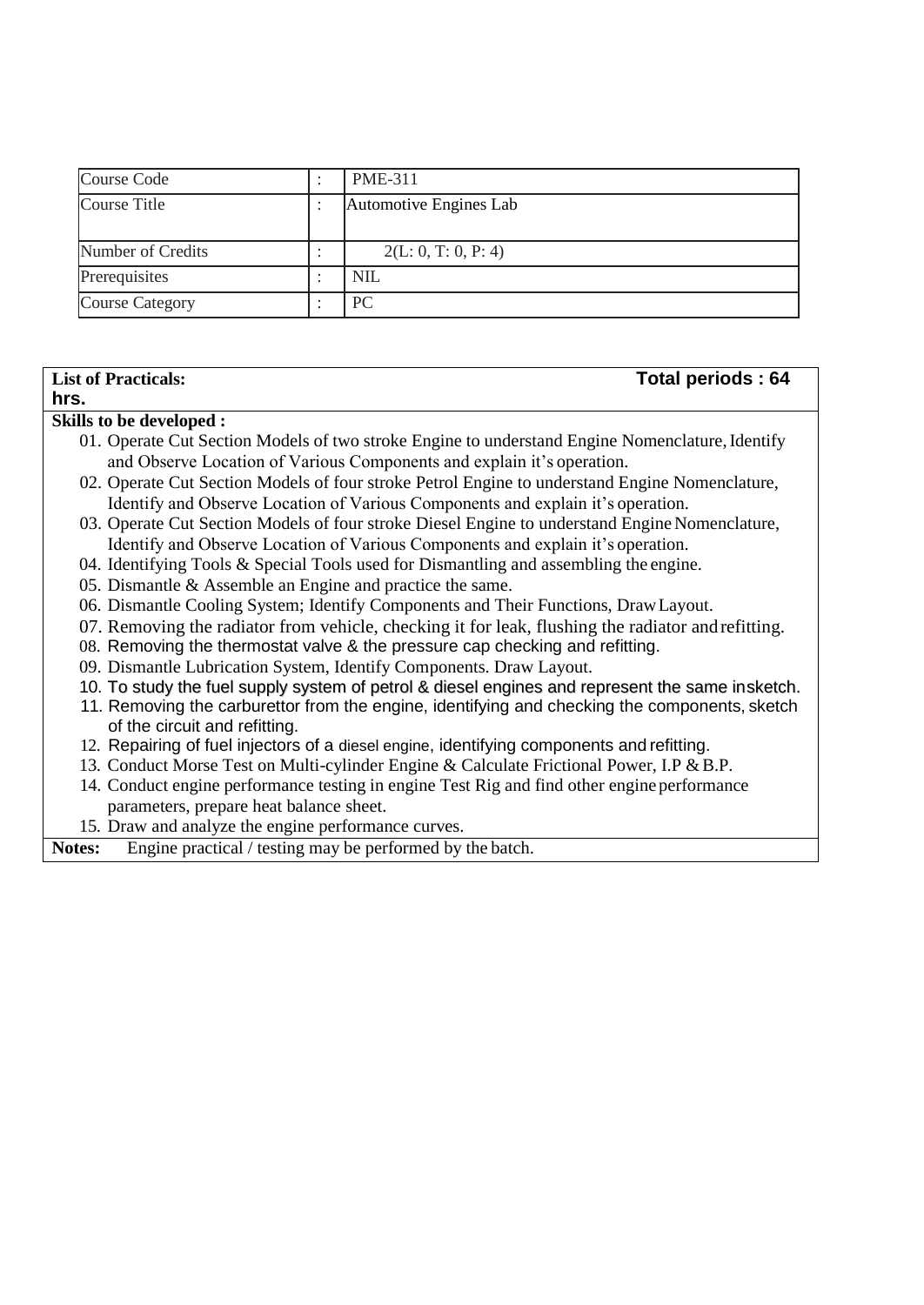| Course Code | : | PME-311 |
|---|---|---|
| Course Title | : | Automotive Engines Lab |
| Number of Credits | : | 2(L: 0, T: 0, P: 4) |
| Prerequisites | : | NIL |
| Course Category | : | PC |

**List of Practicals:** **Total periods : 64 hrs.**

**Skills to be developed :**

01. Operate Cut Section Models of two stroke Engine to understand Engine Nomenclature, Identify and Observe Location of Various Components and explain it's operation.
02. Operate Cut Section Models of four stroke Petrol Engine to understand Engine Nomenclature, Identify and Observe Location of Various Components and explain it's operation.
03. Operate Cut Section Models of four stroke Diesel Engine to understand Engine Nomenclature, Identify and Observe Location of Various Components and explain it's operation.
04. Identifying Tools & Special Tools used for Dismantling and assembling the engine.
05. Dismantle & Assemble an Engine and practice the same.
06. Dismantle Cooling System; Identify Components and Their Functions, Draw Layout.
07. Removing the radiator from vehicle, checking it for leak, flushing the radiator and refitting.
08. Removing the thermostat valve & the pressure cap checking and refitting.
09. Dismantle Lubrication System, Identify Components. Draw Layout.
10. To study the fuel supply system of petrol & diesel engines and represent the same in sketch.
11. Removing the carburettor from the engine, identifying and checking the components, sketch of the circuit and refitting.
12. Repairing of fuel injectors of a diesel engine, identifying components and refitting.
13. Conduct Morse Test on Multi-cylinder Engine & Calculate Frictional Power, I.P & B.P.
14. Conduct engine performance testing in engine Test Rig and find other engine performance parameters, prepare heat balance sheet.
15. Draw and analyze the engine performance curves.

**Notes:** Engine practical / testing may be performed by the batch.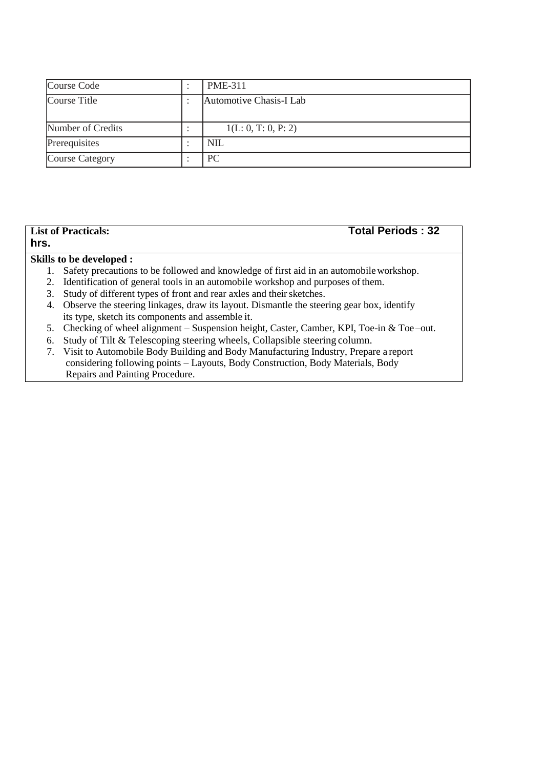| Course Code | : | PME-311 |
|---|---|---|
| Course Title | : | Automotive Chasis-I Lab |
| Number of Credits | : | 1(L: 0, T: 0, P: 2) |
| Prerequisites | : | NIL |
| Course Category | : | PC |

**List of Practicals:** **Total Periods : 32 hrs.**

**Skills to be developed :**

1. Safety precautions to be followed and knowledge of first aid in an automobile workshop.
2. Identification of general tools in an automobile workshop and purposes of them.
3. Study of different types of front and rear axles and their sketches.
4. Observe the steering linkages, draw its layout. Dismantle the steering gear box, identify its type, sketch its components and assemble it.
5. Checking of wheel alignment – Suspension height, Caster, Camber, KPI, Toe-in & Toe –out.
6. Study of Tilt & Telescoping steering wheels, Collapsible steering column.
7. Visit to Automobile Body Building and Body Manufacturing Industry, Prepare a report considering following points – Layouts, Body Construction, Body Materials, Body Repairs and Painting Procedure.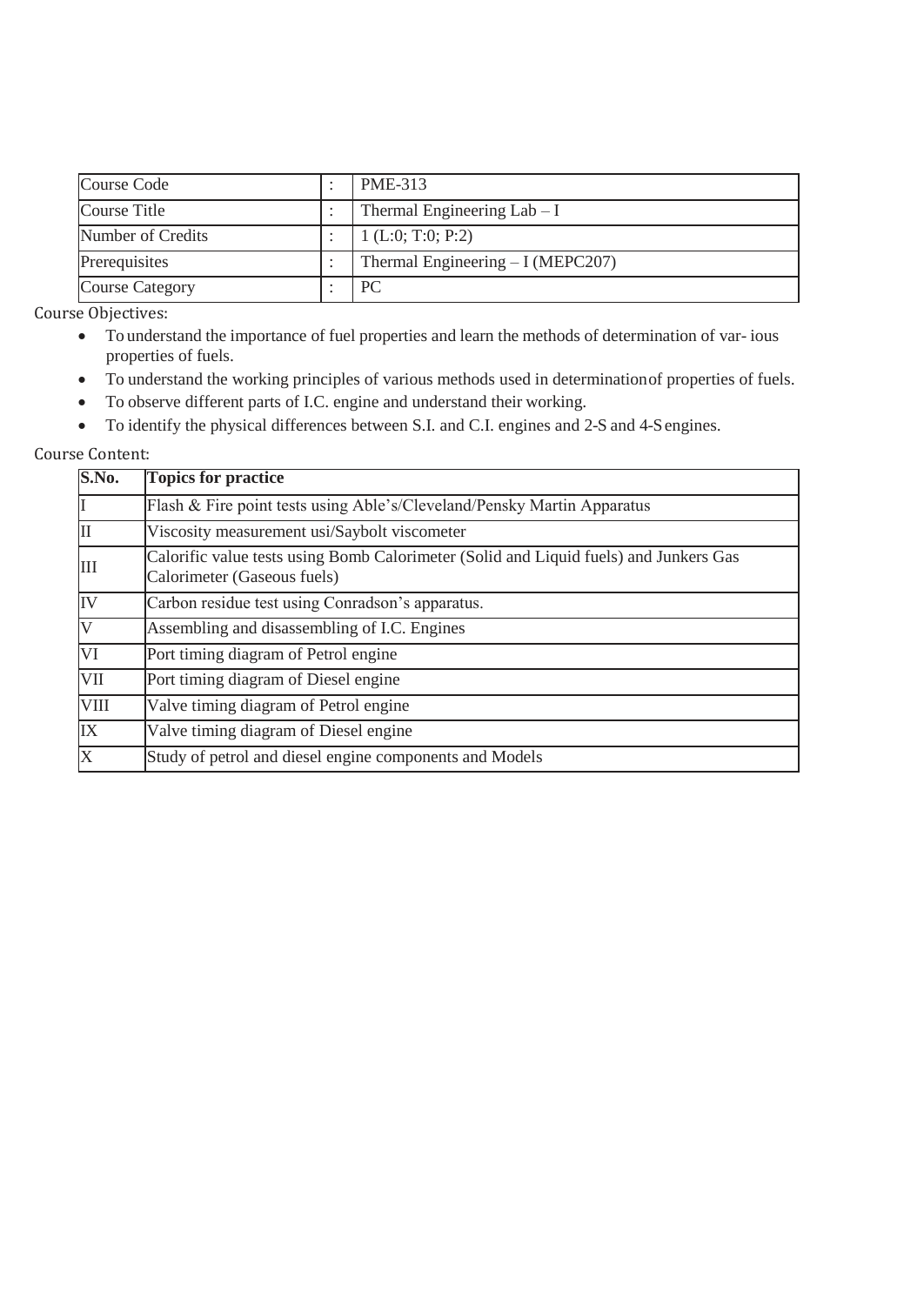| Course Code | : | PME-313 |
|---|---|---|
| Course Title | : | Thermal Engineering Lab – I |
| Number of Credits | : | 1 (L:0; T:0; P:2) |
| Prerequisites | : | Thermal Engineering – I (MEPC207) |
| Course Category | : | PC |

Course Objectives:

- To understand the importance of fuel properties and learn the methods of determination of var- ious properties of fuels.
- To understand the working principles of various methods used in determinationof properties of fuels.
- To observe different parts of I.C. engine and understand their working.
- To identify the physical differences between S.I. and C.I. engines and 2-S and 4-S engines.

Course Content:

| S.No. | Topics for practice |
|---|---|
| I | Flash & Fire point tests using Able's/Cleveland/Pensky Martin Apparatus |
| II | Viscosity measurement usi/Saybolt viscometer |
| III | Calorific value tests using Bomb Calorimeter (Solid and Liquid fuels) and Junkers Gas Calorimeter (Gaseous fuels) |
| IV | Carbon residue test using Conradson's apparatus. |
| V | Assembling and disassembling of I.C. Engines |
| VI | Port timing diagram of Petrol engine |
| VII | Port timing diagram of Diesel engine |
| VIII | Valve timing diagram of Petrol engine |
| IX | Valve timing diagram of Diesel engine |
| X | Study of petrol and diesel engine components and Models |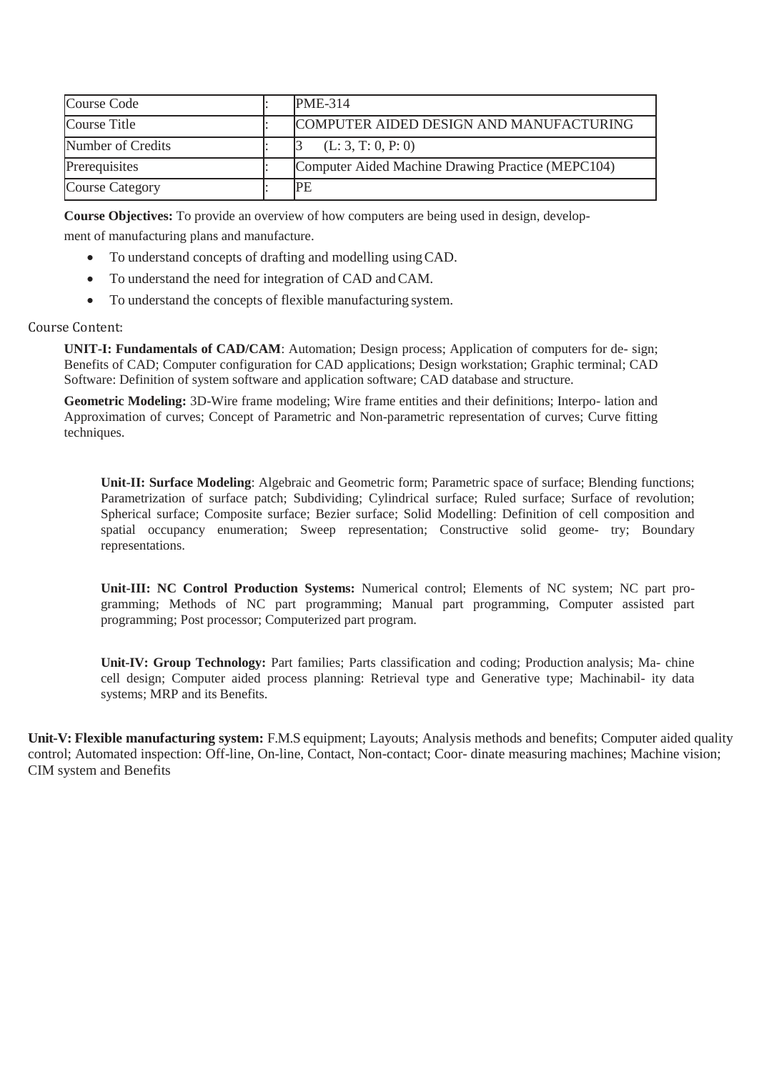| Course Code | : | PME-314 |
|---|---|---|
| Course Title | : | COMPUTER AIDED DESIGN AND MANUFACTURING |
| Number of Credits | : | 3 (L: 3, T: 0, P: 0) |
| Prerequisites | : | Computer Aided Machine Drawing Practice (MEPC104) |
| Course Category | : | PE |

**Course Objectives:** To provide an overview of how computers are being used in design, development of manufacturing plans and manufacture.

- To understand concepts of drafting and modelling using CAD.
- To understand the need for integration of CAD and CAM.
- To understand the concepts of flexible manufacturing system.

Course Content:

**UNIT-I: Fundamentals of CAD/CAM**: Automation; Design process; Application of computers for de- sign; Benefits of CAD; Computer configuration for CAD applications; Design workstation; Graphic terminal; CAD Software: Definition of system software and application software; CAD database and structure.

**Geometric Modeling:** 3D-Wire frame modeling; Wire frame entities and their definitions; Interpo- lation and Approximation of curves; Concept of Parametric and Non-parametric representation of curves; Curve fitting techniques.

**Unit-II: Surface Modeling**: Algebraic and Geometric form; Parametric space of surface; Blending functions; Parametrization of surface patch; Subdividing; Cylindrical surface; Ruled surface; Surface of revolution; Spherical surface; Composite surface; Bezier surface; Solid Modelling: Definition of cell composition and spatial occupancy enumeration; Sweep representation; Constructive solid geome- try; Boundary representations.

**Unit-III: NC Control Production Systems:** Numerical control; Elements of NC system; NC part pro- gramming; Methods of NC part programming; Manual part programming, Computer assisted part programming; Post processor; Computerized part program.

**Unit-IV: Group Technology:** Part families; Parts classification and coding; Production analysis; Ma- chine cell design; Computer aided process planning: Retrieval type and Generative type; Machinabil- ity data systems; MRP and its Benefits.

**Unit-V: Flexible manufacturing system:** F.M.S equipment; Layouts; Analysis methods and benefits; Computer aided quality control; Automated inspection: Off-line, On-line, Contact, Non-contact; Coor- dinate measuring machines; Machine vision; CIM system and Benefits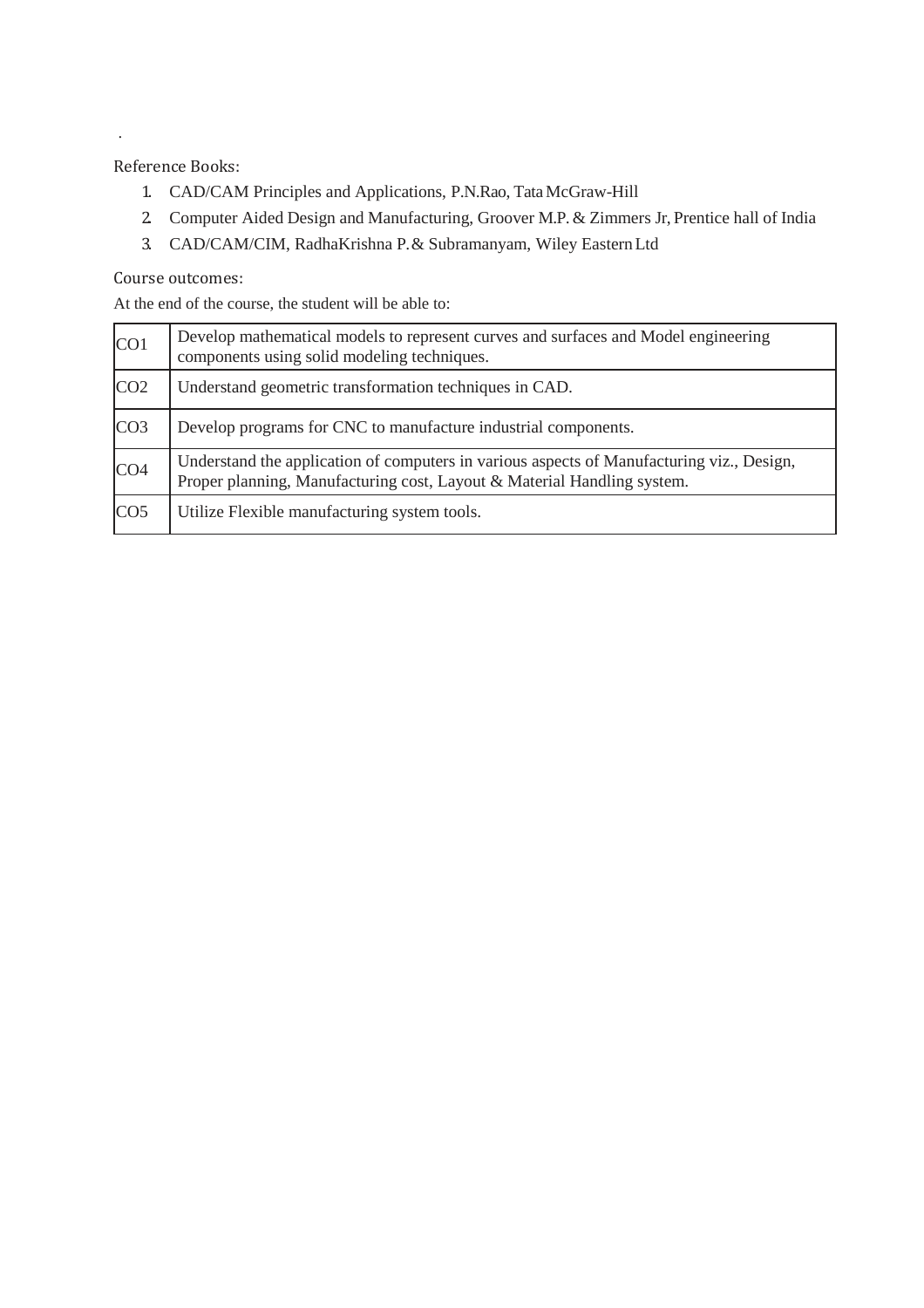.

Reference Books:

1. CAD/CAM Principles and Applications, P.N.Rao, Tata McGraw-Hill
2. Computer Aided Design and Manufacturing, Groover M.P. & Zimmers Jr, Prentice hall of India
3. CAD/CAM/CIM, RadhaKrishna P. & Subramanyam, Wiley Eastern Ltd

Course outcomes:

At the end of the course, the student will be able to:

| | |
|---|---|
| CO1 | Develop mathematical models to represent curves and surfaces and Model engineering components using solid modeling techniques. |
| CO2 | Understand geometric transformation techniques in CAD. |
| CO3 | Develop programs for CNC to manufacture industrial components. |
| CO4 | Understand the application of computers in various aspects of Manufacturing viz., Design, Proper planning, Manufacturing cost, Layout & Material Handling system. |
| CO5 | Utilize Flexible manufacturing system tools. |